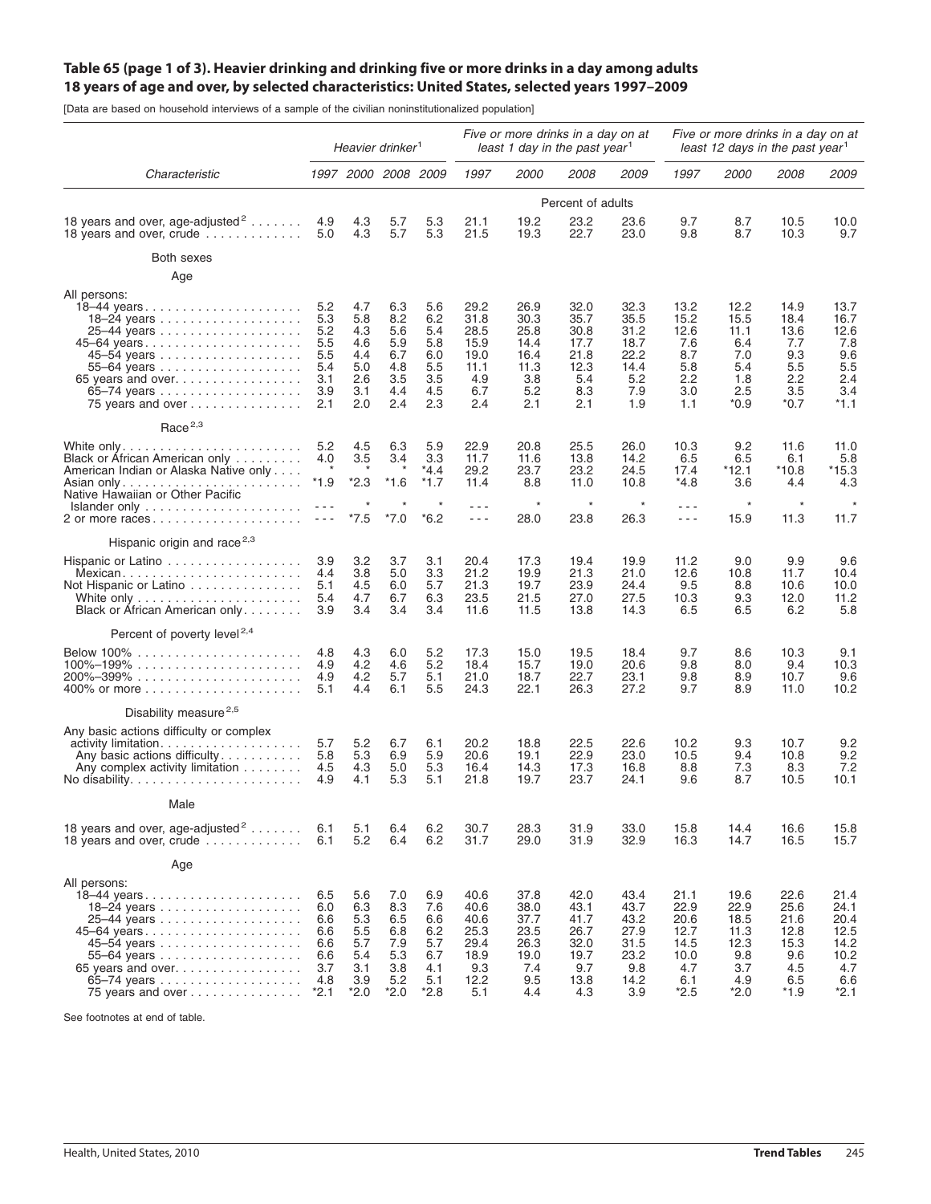## Table 65 (page 1 of 3). Heavier drinking and drinking five or more drinks in a day among adults 18 years of age and over, by selected characteristics: United States, selected years 1997–2009

[Data are based on household interviews of a sample of the civilian noninstitutionalized population]

| Characteristic | Heavier drinker[1] | | | | Five or more drinks in a day on at least 1 day in the past year[1] | | | | Five or more drinks in a day on at least 12 days in the past year[1] | | | |
|---|---|---|---|---|---|---|---|---|---|---|---|---|
| | 1997 | 2000 | 2008 | 2009 | 1997 | 2000 | 2008 | 2009 | 1997 | 2000 | 2008 | 2009 |
| | Percent of adults | | | | | | | | | | | |
| 18 years and over, age-adjusted[2] | 4.9 | 4.3 | 5.7 | 5.3 | 21.1 | 19.2 | 23.2 | 23.6 | 9.7 | 8.7 | 10.5 | 10.0 |
| 18 years and over, crude | 5.0 | 4.3 | 5.7 | 5.3 | 21.5 | 19.3 | 22.7 | 23.0 | 9.8 | 8.7 | 10.3 | 9.7 |
| **Both sexes** | | | | | | | | | | | | |
| Age | | | | | | | | | | | | |
| All persons: | | | | | | | | | | | | |
| 18–44 years | 5.2 | 4.7 | 6.3 | 5.6 | 29.2 | 26.9 | 32.0 | 32.3 | 13.2 | 12.2 | 14.9 | 13.7 |
| 18–24 years | 5.3 | 5.8 | 8.2 | 6.2 | 31.8 | 30.3 | 35.7 | 35.5 | 15.2 | 15.5 | 18.4 | 16.7 |
| 25–44 years | 5.2 | 4.3 | 5.6 | 5.4 | 28.5 | 25.8 | 30.8 | 31.2 | 12.6 | 11.1 | 13.6 | 12.6 |
| 45–64 years | 5.5 | 4.6 | 5.9 | 5.8 | 15.9 | 14.4 | 17.7 | 18.7 | 7.6 | 6.4 | 7.7 | 7.8 |
| 45–54 years | 5.5 | 4.4 | 6.7 | 6.0 | 19.0 | 16.4 | 21.8 | 22.2 | 8.7 | 7.0 | 9.3 | 9.6 |
| 55–64 years | 5.4 | 5.0 | 4.8 | 5.5 | 11.1 | 11.3 | 12.3 | 14.4 | 5.8 | 5.4 | 5.5 | 5.5 |
| 65 years and over | 3.1 | 2.6 | 3.5 | 3.5 | 4.9 | 3.8 | 5.4 | 5.2 | 2.2 | 1.8 | 2.2 | 2.4 |
| 65–74 years | 3.9 | 3.1 | 4.4 | 4.5 | 6.7 | 5.2 | 8.3 | 7.9 | 3.0 | 2.5 | 3.5 | 3.4 |
| 75 years and over | 2.1 | 2.0 | 2.4 | 2.3 | 2.4 | 2.1 | 2.1 | 1.9 | 1.1 | *0.9 | *0.7 | *1.1 |
| Race[2,3] | | | | | | | | | | | | |
| White only | 5.2 | 4.5 | 6.3 | 5.9 | 22.9 | 20.8 | 25.5 | 26.0 | 10.3 | 9.2 | 11.6 | 11.0 |
| Black or African American only | 4.0 | 3.5 | 3.4 | 3.3 | 11.7 | 11.6 | 13.8 | 14.2 | 6.5 | 6.5 | 6.1 | 5.8 |
| American Indian or Alaska Native only | * | * | * | *4.4 | 29.2 | 23.7 | 23.2 | 24.5 | 17.4 | *12.1 | *10.8 | *15.3 |
| Asian only | *1.9 | *2.3 | *1.6 | *1.7 | 11.4 | 8.8 | 11.0 | 10.8 | *4.8 | 3.6 | 4.4 | 4.3 |
| Native Hawaiian or Other Pacific Islander only | - - - | * | * | * | - - - | * | * | * | - - - | * | * | * |
| 2 or more races | - - - | *7.5 | *7.0 | *6.2 | - - - | 28.0 | 23.8 | 26.3 | - - - | 15.9 | 11.3 | 11.7 |
| Hispanic origin and race[2,3] | | | | | | | | | | | | |
| Hispanic or Latino | 3.9 | 3.2 | 3.7 | 3.1 | 20.4 | 17.3 | 19.4 | 19.9 | 11.2 | 9.0 | 9.9 | 9.6 |
| Mexican | 4.4 | 3.8 | 5.0 | 3.3 | 21.2 | 19.9 | 21.3 | 21.0 | 12.6 | 10.8 | 11.7 | 10.4 |
| Not Hispanic or Latino | 5.1 | 4.5 | 6.0 | 5.7 | 21.3 | 19.7 | 23.9 | 24.4 | 9.5 | 8.8 | 10.6 | 10.0 |
| White only | 5.4 | 4.7 | 6.7 | 6.3 | 23.5 | 21.5 | 27.0 | 27.5 | 10.3 | 9.3 | 12.0 | 11.2 |
| Black or African American only | 3.9 | 3.4 | 3.4 | 3.4 | 11.6 | 11.5 | 13.8 | 14.3 | 6.5 | 6.5 | 6.2 | 5.8 |
| Percent of poverty level[2,4] | | | | | | | | | | | | |
| Below 100% | 4.8 | 4.3 | 6.0 | 5.2 | 17.3 | 15.0 | 19.5 | 18.4 | 9.7 | 8.6 | 10.3 | 9.1 |
| 100%–199% | 4.9 | 4.2 | 4.6 | 5.2 | 18.4 | 15.7 | 19.0 | 20.6 | 9.8 | 8.0 | 9.4 | 10.3 |
| 200%–399% | 4.9 | 4.2 | 5.7 | 5.1 | 21.0 | 18.7 | 22.7 | 23.1 | 9.8 | 8.9 | 10.7 | 9.6 |
| 400% or more | 5.1 | 4.4 | 6.1 | 5.5 | 24.3 | 22.1 | 26.3 | 27.2 | 9.7 | 8.9 | 11.0 | 10.2 |
| Disability measure[2,5] | | | | | | | | | | | | |
| Any basic actions difficulty or complex activity limitation | 5.7 | 5.2 | 6.7 | 6.1 | 20.2 | 18.8 | 22.5 | 22.6 | 10.2 | 9.3 | 10.7 | 9.2 |
| Any basic actions difficulty | 5.8 | 5.3 | 6.9 | 5.9 | 20.6 | 19.1 | 22.9 | 23.0 | 10.5 | 9.4 | 10.8 | 9.2 |
| Any complex activity limitation | 4.5 | 4.3 | 5.0 | 5.3 | 16.4 | 14.3 | 17.3 | 16.8 | 8.8 | 7.3 | 8.3 | 7.2 |
| No disability | 4.9 | 4.1 | 5.3 | 5.1 | 21.8 | 19.7 | 23.7 | 24.1 | 9.6 | 8.7 | 10.5 | 10.1 |
| **Male** | | | | | | | | | | | | |
| 18 years and over, age-adjusted[2] | 6.1 | 5.1 | 6.4 | 6.2 | 30.7 | 28.3 | 31.9 | 33.0 | 15.8 | 14.4 | 16.6 | 15.8 |
| 18 years and over, crude | 6.1 | 5.2 | 6.4 | 6.2 | 31.7 | 29.0 | 31.9 | 32.9 | 16.3 | 14.7 | 16.5 | 15.7 |
| Age | | | | | | | | | | | | |
| All persons: | | | | | | | | | | | | |
| 18–44 years | 6.5 | 5.6 | 7.0 | 6.9 | 40.6 | 37.8 | 42.0 | 43.4 | 21.1 | 19.6 | 22.6 | 21.4 |
| 18–24 years | 6.0 | 6.3 | 8.3 | 7.6 | 40.6 | 38.0 | 43.1 | 43.7 | 22.9 | 22.9 | 25.6 | 24.1 |
| 25–44 years | 6.6 | 5.3 | 6.5 | 6.6 | 40.6 | 37.7 | 41.7 | 43.2 | 20.6 | 18.5 | 21.6 | 20.4 |
| 45–64 years | 6.6 | 5.5 | 6.8 | 6.2 | 25.3 | 23.5 | 26.7 | 27.9 | 12.7 | 11.3 | 12.8 | 12.5 |
| 45–54 years | 6.6 | 5.7 | 7.9 | 5.7 | 29.4 | 26.3 | 32.0 | 31.5 | 14.5 | 12.3 | 15.3 | 14.2 |
| 55–64 years | 6.6 | 5.4 | 5.3 | 6.7 | 18.9 | 19.0 | 19.7 | 23.2 | 10.0 | 9.8 | 9.6 | 10.2 |
| 65 years and over | 3.7 | 3.1 | 3.8 | 4.1 | 9.3 | 7.4 | 9.7 | 9.8 | 4.7 | 3.7 | 4.5 | 4.7 |
| 65–74 years | 4.8 | 3.9 | 5.2 | 5.1 | 12.2 | 9.5 | 13.8 | 14.2 | 6.1 | 4.9 | 6.5 | 6.6 |
| 75 years and over | *2.1 | *2.0 | *2.0 | *2.8 | 5.1 | 4.4 | 4.3 | 3.9 | *2.5 | *2.0 | *1.9 | *2.1 |

See footnotes at end of table.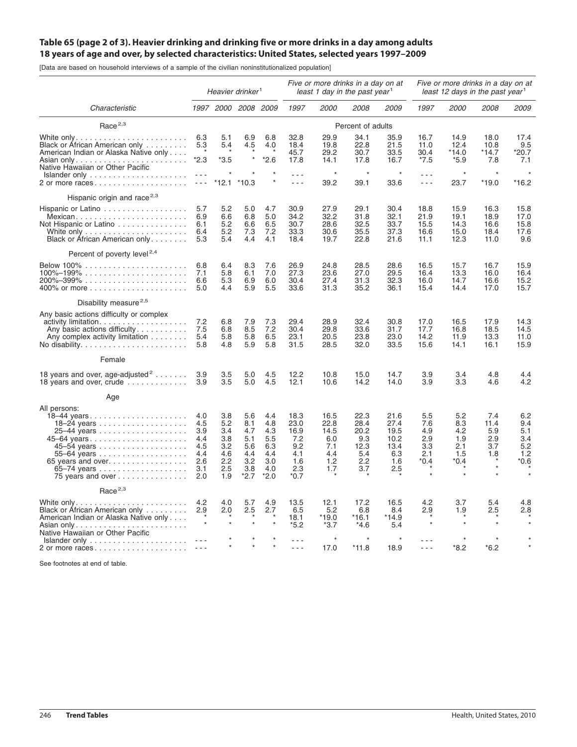## Table 65 (page 2 of 3). Heavier drinking and drinking five or more drinks in a day among adults 18 years of age and over, by selected characteristics: United States, selected years 1997–2009

[Data are based on household interviews of a sample of the civilian noninstitutionalized population]

| Characteristic | Heavier drinker[1] | | | | Five or more drinks in a day on at least 1 day in the past year[1] | | | | Five or more drinks in a day on at least 12 days in the past year[1] | | | |
|---|---|---|---|---|---|---|---|---|---|---|---|---|
| | 1997 | 2000 | 2008 | 2009 | 1997 | 2000 | 2008 | 2009 | 1997 | 2000 | 2008 | 2009 |
| Race[2,3] | | | | | | | Percent of adults | | | | | |
| White only | 6.3 | 5.1 | 6.9 | 6.8 | 32.8 | 29.9 | 34.1 | 35.9 | 16.7 | 14.9 | 18.0 | 17.4 |
| Black or African American only | 5.3 | 5.4 | 4.5 | 4.0 | 18.4 | 19.8 | 22.8 | 21.5 | 11.0 | 12.4 | 10.8 | 9.5 |
| American Indian or Alaska Native only | * | * | * | * | 45.7 | 29.2 | 30.7 | 33.5 | 30.4 | *14.0 | *14.7 | *20.7 |
| Asian only | *2.3 | *3.5 | * | *2.6 | 17.8 | 14.1 | 17.8 | 16.7 | *7.5 | *5.9 | 7.8 | 7.1 |
| Native Hawaiian or Other Pacific Islander only | - - - | * | * | * | - - - | * | * | * | - - - | * | * | * |
| 2 or more races | - - - | *12.1 | *10.3 | * | - - - | 39.2 | 39.1 | 33.6 | - - - | 23.7 | *19.0 | *16.2 |
| Hispanic origin and race[2,3] | | | | | | | | | | | | |
| Hispanic or Latino | 5.7 | 5.2 | 5.0 | 4.7 | 30.9 | 27.9 | 29.1 | 30.4 | 18.8 | 15.9 | 16.3 | 15.8 |
| Mexican | 6.9 | 6.6 | 6.8 | 5.0 | 34.2 | 32.2 | 31.8 | 32.1 | 21.9 | 19.1 | 18.9 | 17.0 |
| Not Hispanic or Latino | 6.1 | 5.2 | 6.6 | 6.5 | 30.7 | 28.6 | 32.5 | 33.7 | 15.5 | 14.3 | 16.6 | 15.8 |
| White only | 6.4 | 5.2 | 7.3 | 7.2 | 33.3 | 30.6 | 35.5 | 37.3 | 16.6 | 15.0 | 18.4 | 17.6 |
| Black or African American only | 5.3 | 5.4 | 4.4 | 4.1 | 18.4 | 19.7 | 22.8 | 21.6 | 11.1 | 12.3 | 11.0 | 9.6 |
| Percent of poverty level[2,4] | | | | | | | | | | | | |
| Below 100% | 6.8 | 6.4 | 8.3 | 7.6 | 26.9 | 24.8 | 28.5 | 28.6 | 16.5 | 15.7 | 16.7 | 15.9 |
| 100%–199% | 7.1 | 5.8 | 6.1 | 7.0 | 27.3 | 23.6 | 27.0 | 29.5 | 16.4 | 13.3 | 16.0 | 16.4 |
| 200%–399% | 6.6 | 5.3 | 6.9 | 6.0 | 30.4 | 27.4 | 31.3 | 32.3 | 16.0 | 14.7 | 16.6 | 15.2 |
| 400% or more | 5.0 | 4.4 | 5.9 | 5.5 | 33.6 | 31.3 | 35.2 | 36.1 | 15.4 | 14.4 | 17.0 | 15.7 |
| Disability measure[2,5] | | | | | | | | | | | | |
| Any basic actions difficulty or complex activity limitation | 7.2 | 6.8 | 7.9 | 7.3 | 29.4 | 28.9 | 32.4 | 30.8 | 17.0 | 16.5 | 17.9 | 14.3 |
| Any basic actions difficulty | 7.5 | 6.8 | 8.5 | 7.2 | 30.4 | 29.8 | 33.6 | 31.7 | 17.7 | 16.8 | 18.5 | 14.5 |
| Any complex activity limitation | 5.4 | 5.8 | 5.8 | 6.5 | 23.1 | 20.5 | 23.8 | 23.0 | 14.2 | 11.9 | 13.3 | 11.0 |
| No disability | 5.8 | 4.8 | 5.9 | 5.8 | 31.5 | 28.5 | 32.0 | 33.5 | 15.6 | 14.1 | 16.1 | 15.9 |
| Female | | | | | | | | | | | | |
| 18 years and over, age-adjusted[2] | 3.9 | 3.5 | 5.0 | 4.5 | 12.2 | 10.8 | 15.0 | 14.7 | 3.9 | 3.4 | 4.8 | 4.4 |
| 18 years and over, crude | 3.9 | 3.5 | 5.0 | 4.5 | 12.1 | 10.6 | 14.2 | 14.0 | 3.9 | 3.3 | 4.6 | 4.2 |
| Age | | | | | | | | | | | | |
| All persons: | | | | | | | | | | | | |
| 18–44 years | 4.0 | 3.8 | 5.6 | 4.4 | 18.3 | 16.5 | 22.3 | 21.6 | 5.5 | 5.2 | 7.4 | 6.2 |
| 18–24 years | 4.5 | 5.2 | 8.1 | 4.8 | 23.0 | 22.8 | 28.4 | 27.4 | 7.6 | 8.3 | 11.4 | 9.4 |
| 25–44 years | 3.9 | 3.4 | 4.7 | 4.3 | 16.9 | 14.5 | 20.2 | 19.5 | 4.9 | 4.2 | 5.9 | 5.1 |
| 45–64 years | 4.4 | 3.8 | 5.1 | 5.5 | 7.2 | 6.0 | 9.3 | 10.2 | 2.9 | 1.9 | 2.9 | 3.4 |
| 45–54 years | 4.5 | 3.2 | 5.6 | 6.3 | 9.2 | 7.1 | 12.3 | 13.4 | 3.3 | 2.1 | 3.7 | 5.2 |
| 55–64 years | 4.4 | 4.6 | 4.4 | 4.4 | 4.1 | 4.4 | 5.4 | 6.3 | 2.1 | 1.5 | 1.8 | 1.2 |
| 65 years and over | 2.6 | 2.2 | 3.2 | 3.0 | 1.6 | 1.2 | 2.2 | 1.6 | *0.4 | *0.4 | * | *0.6 |
| 65–74 years | 3.1 | 2.5 | 3.8 | 4.0 | 2.3 | 1.7 | 3.7 | 2.5 | * | * | * | * |
| 75 years and over | 2.0 | 1.9 | *2.7 | *2.0 | *0.7 | * | * | * | * | * | * | * |
| Race[2,3] | | | | | | | | | | | | |
| White only | 4.2 | 4.0 | 5.7 | 4.9 | 13.5 | 12.1 | 17.2 | 16.5 | 4.2 | 3.7 | 5.4 | 4.8 |
| Black or African American only | 2.9 | 2.0 | 2.5 | 2.7 | 6.5 | 5.2 | 6.8 | 8.4 | 2.9 | 1.9 | 2.5 | 2.8 |
| American Indian or Alaska Native only | * | * | * | * | 18.1 | *19.0 | *16.1 | *14.9 | * | * | * | * |
| Asian only | * | * | * | * | *5.2 | *3.7 | *4.6 | 5.4 | * | * | * | * |
| Native Hawaiian or Other Pacific Islander only | - - - | * | * | * | - - - | * | * | * | - - - | * | * | * |
| 2 or more races | - - - | * | * | * | - - - | 17.0 | *11.8 | 18.9 | - - - | *8.2 | *6.2 | * |

See footnotes at end of table.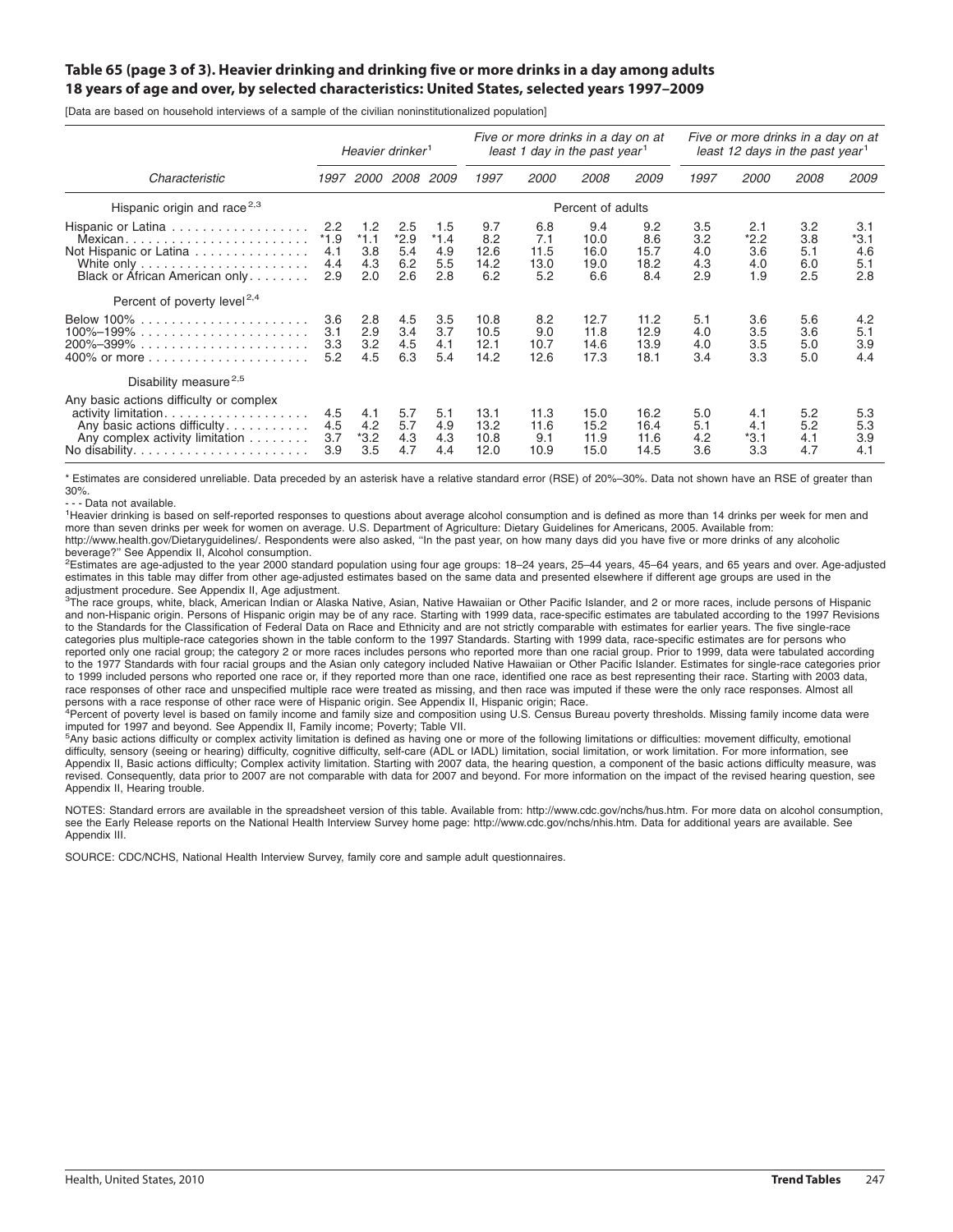## Table 65 (page 3 of 3). Heavier drinking and drinking five or more drinks in a day among adults 18 years of age and over, by selected characteristics: United States, selected years 1997–2009

[Data are based on household interviews of a sample of the civilian noninstitutionalized population]

| Characteristic | Heavier drinker[1] | | | | Five or more drinks in a day on at least 1 day in the past year[1] | | | | Five or more drinks in a day on at least 12 days in the past year[1] | | | |
|---|---|---|---|---|---|---|---|---|---|---|---|---|
| | 1997 | 2000 | 2008 | 2009 | 1997 | 2000 | 2008 | 2009 | 1997 | 2000 | 2008 | 2009 |
| **Hispanic origin and race[2,3]** | | | | | Percent of adults | | | | | | | |
| Hispanic or Latina | 2.2 | 1.2 | 2.5 | 1.5 | 9.7 | 6.8 | 9.4 | 9.2 | 3.5 | 2.1 | 3.2 | 3.1 |
| Mexican | *1.9 | *1.1 | *2.9 | *1.4 | 8.2 | 7.1 | 10.0 | 8.6 | 3.2 | *2.2 | 3.8 | *3.1 |
| Not Hispanic or Latina | 4.1 | 3.8 | 5.4 | 4.9 | 12.6 | 11.5 | 16.0 | 15.7 | 4.0 | 3.6 | 5.1 | 4.6 |
| White only | 4.4 | 4.3 | 6.2 | 5.5 | 14.2 | 13.0 | 19.0 | 18.2 | 4.3 | 4.0 | 6.0 | 5.1 |
| Black or African American only | 2.9 | 2.0 | 2.6 | 2.8 | 6.2 | 5.2 | 6.6 | 8.4 | 2.9 | 1.9 | 2.5 | 2.8 |
| **Percent of poverty level[2,4]** | | | | | | | | | | | | |
| Below 100% | 3.6 | 2.8 | 4.5 | 3.5 | 10.8 | 8.2 | 12.7 | 11.2 | 5.1 | 3.6 | 5.6 | 4.2 |
| 100%–199% | 3.1 | 2.9 | 3.4 | 3.7 | 10.5 | 9.0 | 11.8 | 12.9 | 4.0 | 3.5 | 3.6 | 5.1 |
| 200%–399% | 3.3 | 3.2 | 4.5 | 4.1 | 12.1 | 10.7 | 14.6 | 13.9 | 4.0 | 3.5 | 5.0 | 3.9 |
| 400% or more | 5.2 | 4.5 | 6.3 | 5.4 | 14.2 | 12.6 | 17.3 | 18.1 | 3.4 | 3.3 | 5.0 | 4.4 |
| **Disability measure[2,5]** | | | | | | | | | | | | |
| Any basic actions difficulty or complex activity limitation | 4.5 | 4.1 | 5.7 | 5.1 | 13.1 | 11.3 | 15.0 | 16.2 | 5.0 | 4.1 | 5.2 | 5.3 |
| Any basic actions difficulty | 4.5 | 4.2 | 5.7 | 4.9 | 13.2 | 11.6 | 15.2 | 16.4 | 5.1 | 4.1 | 5.2 | 5.3 |
| Any complex activity limitation | 3.7 | *3.2 | 4.3 | 4.3 | 10.8 | 9.1 | 11.9 | 11.6 | 4.2 | *3.1 | 4.1 | 3.9 |
| No disability | 3.9 | 3.5 | 4.7 | 4.4 | 12.0 | 10.9 | 15.0 | 14.5 | 3.6 | 3.3 | 4.7 | 4.1 |

* Estimates are considered unreliable. Data preceded by an asterisk have a relative standard error (RSE) of 20%–30%. Data not shown have an RSE of greater than 30%.

- - - Data not available.

[1]Heavier drinking is based on self-reported responses to questions about average alcohol consumption and is defined as more than 14 drinks per week for men and more than seven drinks per week for women on average. U.S. Department of Agriculture: Dietary Guidelines for Americans, 2005. Available from: http://www.health.gov/Dietaryguidelines/. Respondents were also asked, ''In the past year, on how many days did you have five or more drinks of any alcoholic beverage?'' See Appendix II, Alcohol consumption.

[2]Estimates are age-adjusted to the year 2000 standard population using four age groups: 18–24 years, 25–44 years, 45–64 years, and 65 years and over. Age-adjusted estimates in this table may differ from other age-adjusted estimates based on the same data and presented elsewhere if different age groups are used in the adjustment procedure. See Appendix II, Age adjustment.

[3]The race groups, white, black, American Indian or Alaska Native, Asian, Native Hawaiian or Other Pacific Islander, and 2 or more races, include persons of Hispanic and non-Hispanic origin. Persons of Hispanic origin may be of any race. Starting with 1999 data, race-specific estimates are tabulated according to the 1997 Revisions to the Standards for the Classification of Federal Data on Race and Ethnicity and are not strictly comparable with estimates for earlier years. The five single-race categories plus multiple-race categories shown in the table conform to the 1997 Standards. Starting with 1999 data, race-specific estimates are for persons who reported only one racial group; the category 2 or more races includes persons who reported more than one racial group. Prior to 1999, data were tabulated according to the 1977 Standards with four racial groups and the Asian only category included Native Hawaiian or Other Pacific Islander. Estimates for single-race categories prior to 1999 included persons who reported one race or, if they reported more than one race, identified one race as best representing their race. Starting with 2003 data, race responses of other race and unspecified multiple race were treated as missing, and then race was imputed if these were the only race responses. Almost all persons with a race response of other race were of Hispanic origin. See Appendix II, Hispanic origin; Race.

[4]Percent of poverty level is based on family income and family size and composition using U.S. Census Bureau poverty thresholds. Missing family income data were imputed for 1997 and beyond. See Appendix II, Family income; Poverty; Table VII.

[5]Any basic actions difficulty or complex activity limitation is defined as having one or more of the following limitations or difficulties: movement difficulty, emotional difficulty, sensory (seeing or hearing) difficulty, cognitive difficulty, self-care (ADL or IADL) limitation, social limitation, or work limitation. For more information, see Appendix II, Basic actions difficulty; Complex activity limitation. Starting with 2007 data, the hearing question, a component of the basic actions difficulty measure, was revised. Consequently, data prior to 2007 are not comparable with data for 2007 and beyond. For more information on the impact of the revised hearing question, see Appendix II, Hearing trouble.

NOTES: Standard errors are available in the spreadsheet version of this table. Available from: http://www.cdc.gov/nchs/hus.htm. For more data on alcohol consumption, see the Early Release reports on the National Health Interview Survey home page: http://www.cdc.gov/nchs/nhis.htm. Data for additional years are available. See Appendix III.

SOURCE: CDC/NCHS, National Health Interview Survey, family core and sample adult questionnaires.